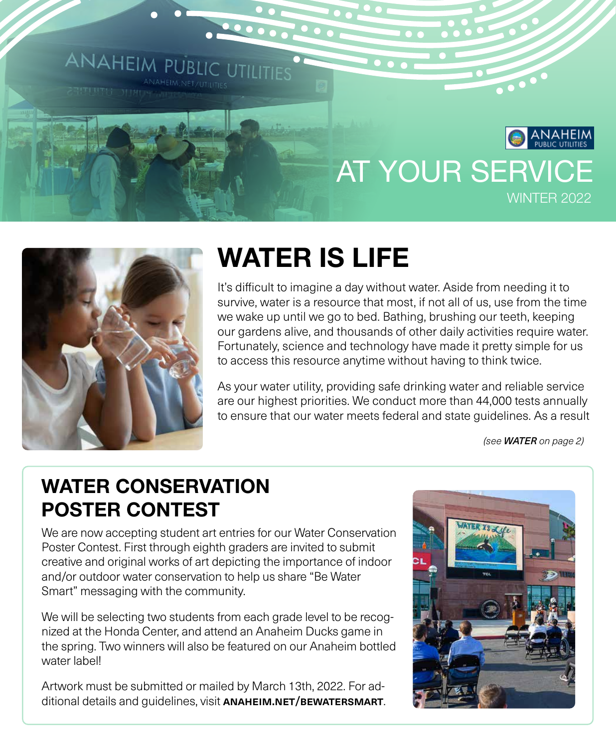ANAHEIM PUBLIC UTILITIES

# AT YOUR SERVICE

WINTER 2022

## WATER IS LIFE

It's difficult to imagine a day without water. Aside from needing it to survive, water is a resource that most, if not all of us, use from the time we wake up until we go to bed. Bathing, brushing our teeth, keeping our gardens alive, and thousands of other daily activities require water. Fortunately, science and technology have made it pretty simple for us to access this resource anytime without having to think twice.

As your water utility, providing safe drinking water and reliable service are our highest priorities. We conduct more than 44,000 tests annually to ensure that our water meets federal and state guidelines. As a result

*(see **WATER** on page 2)*

## WATER CONSERVATION POSTER CONTEST

We are now accepting student art entries for our Water Conservation Poster Contest. First through eighth graders are invited to submit creative and original works of art depicting the importance of indoor and/or outdoor water conservation to help us share "Be Water Smart" messaging with the community.

We will be selecting two students from each grade level to be recognized at the Honda Center, and attend an Anaheim Ducks game in the spring. Two winners will also be featured on our Anaheim bottled water label!

Artwork must be submitted or mailed by March 13th, 2022. For additional details and guidelines, visit **ANAHEIM.NET/BEWATERSMART**.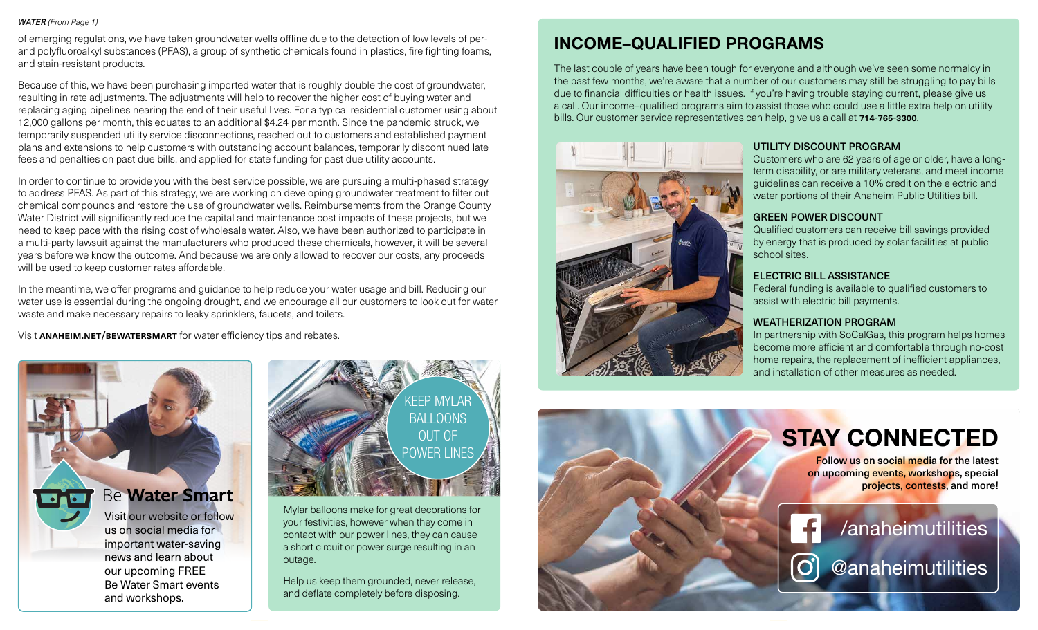***WATER*** *(From Page 1)*

of emerging regulations, we have taken groundwater wells offline due to the detection of low levels of per- and polyfluoroalkyl substances (PFAS), a group of synthetic chemicals found in plastics, fire fighting foams, and stain-resistant products.

Because of this, we have been purchasing imported water that is roughly double the cost of groundwater, resulting in rate adjustments. The adjustments will help to recover the higher cost of buying water and replacing aging pipelines nearing the end of their useful lives. For a typical residential customer using about 12,000 gallons per month, this equates to an additional $4.24 per month. Since the pandemic struck, we temporarily suspended utility service disconnections, reached out to customers and established payment plans and extensions to help customers with outstanding account balances, temporarily discontinued late fees and penalties on past due bills, and applied for state funding for past due utility accounts.

In order to continue to provide you with the best service possible, we are pursuing a multi-phased strategy to address PFAS. As part of this strategy, we are working on developing groundwater treatment to filter out chemical compounds and restore the use of groundwater wells. Reimbursements from the Orange County Water District will significantly reduce the capital and maintenance cost impacts of these projects, but we need to keep pace with the rising cost of wholesale water. Also, we have been authorized to participate in a multi-party lawsuit against the manufacturers who produced these chemicals, however, it will be several years before we know the outcome. And because we are only allowed to recover our costs, any proceeds will be used to keep customer rates affordable.

In the meantime, we offer programs and guidance to help reduce your water usage and bill. Reducing our water use is essential during the ongoing drought, and we encourage all our customers to look out for water waste and make necessary repairs to leaky sprinklers, faucets, and toilets.

Visit **ANAHEIM.NET/BEWATERSMART** for water efficiency tips and rebates.

### Be **Water Smart**

Visit our website or follow us on social media for important water-saving news and learn about our upcoming FREE Be Water Smart events and workshops.

### KEEP MYLAR BALLOONS OUT OF POWER LINES

Mylar balloons make for great decorations for your festivities, however when they come in contact with our power lines, they can cause a short circuit or power surge resulting in an outage.

Help us keep them grounded, never release, and deflate completely before disposing.

## INCOME–QUALIFIED PROGRAMS

The last couple of years have been tough for everyone and although we've seen some normalcy in the past few months, we're aware that a number of our customers may still be struggling to pay bills due to financial difficulties or health issues. If you're having trouble staying current, please give us a call. Our income–qualified programs aim to assist those who could use a little extra help on utility bills. Our customer service representatives can help, give us a call at **714-765-3300**.

### UTILITY DISCOUNT PROGRAM

Customers who are 62 years of age or older, have a long-term disability, or are military veterans, and meet income guidelines can receive a 10% credit on the electric and water portions of their Anaheim Public Utilities bill.

### GREEN POWER DISCOUNT

Qualified customers can receive bill savings provided by energy that is produced by solar facilities at public school sites.

### ELECTRIC BILL ASSISTANCE

Federal funding is available to qualified customers to assist with electric bill payments.

### WEATHERIZATION PROGRAM

In partnership with SoCalGas, this program helps homes become more efficient and comfortable through no-cost home repairs, the replacement of inefficient appliances, and installation of other measures as needed.

## STAY CONNECTED

Follow us on social media for the latest on upcoming events, workshops, special projects, contests, and more!

/anaheimutilities

@anaheimutilities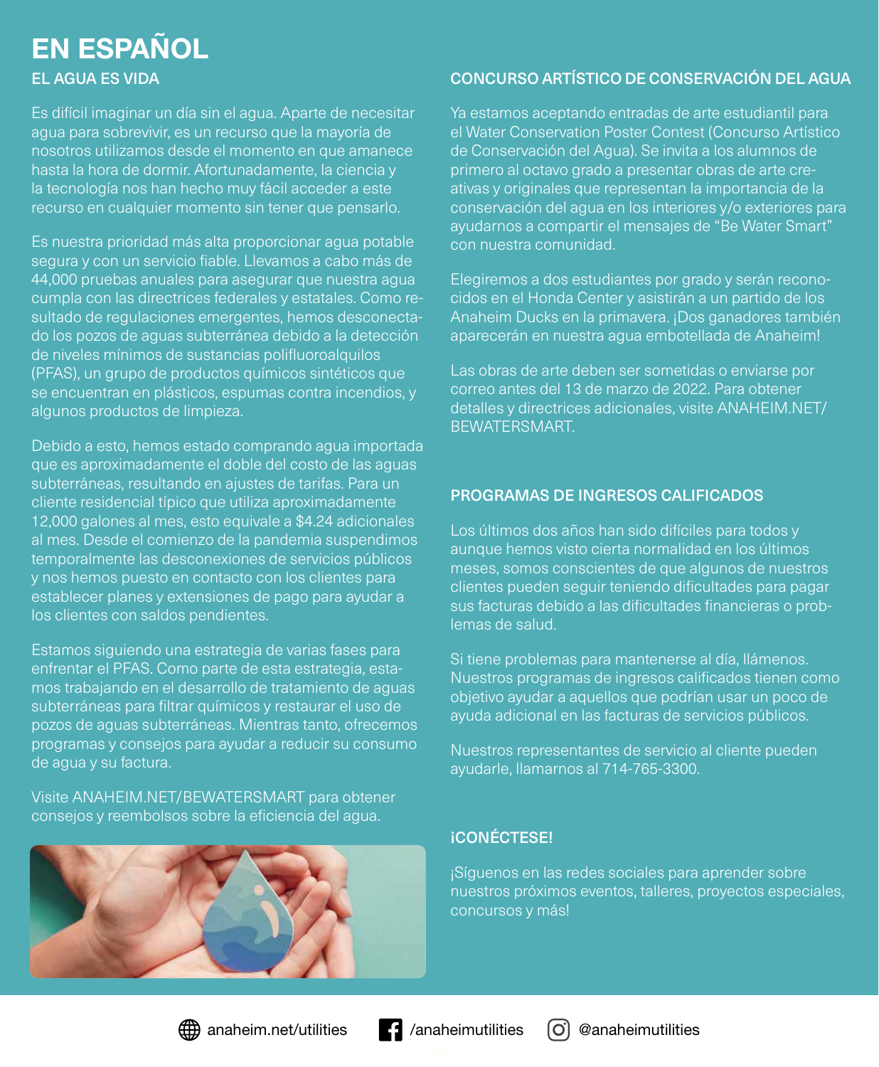# EN ESPAÑOL

## EL AGUA ES VIDA

Es difícil imaginar un día sin el agua. Aparte de necesitar agua para sobrevivir, es un recurso que la mayoría de nosotros utilizamos desde el momento en que amanece hasta la hora de dormir. Afortunadamente, la ciencia y la tecnología nos han hecho muy fácil acceder a este recurso en cualquier momento sin tener que pensarlo.

Es nuestra prioridad más alta proporcionar agua potable segura y con un servicio fiable. Llevamos a cabo más de 44,000 pruebas anuales para asegurar que nuestra agua cumpla con las directrices federales y estatales. Como resultado de regulaciones emergentes, hemos desconectado los pozos de aguas subterránea debido a la detección de niveles mínimos de sustancias polifluoroalquilos (PFAS), un grupo de productos químicos sintéticos que se encuentran en plásticos, espumas contra incendios, y algunos productos de limpieza.

Debido a esto, hemos estado comprando agua importada que es aproximadamente el doble del costo de las aguas subterráneas, resultando en ajustes de tarifas. Para un cliente residencial típico que utiliza aproximadamente 12,000 galones al mes, esto equivale a $4.24 adicionales al mes. Desde el comienzo de la pandemia suspendimos temporalmente las desconexiones de servicios públicos y nos hemos puesto en contacto con los clientes para establecer planes y extensiones de pago para ayudar a los clientes con saldos pendientes.

Estamos siguiendo una estrategia de varias fases para enfrentar el PFAS. Como parte de esta estrategia, estamos trabajando en el desarrollo de tratamiento de aguas subterráneas para filtrar químicos y restaurar el uso de pozos de aguas subterráneas. Mientras tanto, ofrecemos programas y consejos para ayudar a reducir su consumo de agua y su factura.

Visite ANAHEIM.NET/BEWATERSMART para obtener consejos y reembolsos sobre la eficiencia del agua.

## CONCURSO ARTÍSTICO DE CONSERVACIÓN DEL AGUA

Ya estamos aceptando entradas de arte estudiantil para el Water Conservation Poster Contest (Concurso Artístico de Conservación del Agua). Se invita a los alumnos de primero al octavo grado a presentar obras de arte creativas y originales que representan la importancia de la conservación del agua en los interiores y/o exteriores para ayudarnos a compartir el mensajes de "Be Water Smart" con nuestra comunidad.

Elegiremos a dos estudiantes por grado y serán reconocidos en el Honda Center y asistirán a un partido de los Anaheim Ducks en la primavera. ¡Dos ganadores también aparecerán en nuestra agua embotellada de Anaheim!

Las obras de arte deben ser sometidas o enviarse por correo antes del 13 de marzo de 2022. Para obtener detalles y directrices adicionales, visite ANAHEIM.NET/BEWATERSMART.

## PROGRAMAS DE INGRESOS CALIFICADOS

Los últimos dos años han sido difíciles para todos y aunque hemos visto cierta normalidad en los últimos meses, somos conscientes de que algunos de nuestros clientes pueden seguir teniendo dificultades para pagar sus facturas debido a las dificultades financieras o problemas de salud.

Si tiene problemas para mantenerse al día, llámenos. Nuestros programas de ingresos calificados tienen como objetivo ayudar a aquellos que podrían usar un poco de ayuda adicional en las facturas de servicios públicos.

Nuestros representantes de servicio al cliente pueden ayudarle, llamarnos al 714-765-3300.

## ¡CONÉCTESE!

¡Síguenos en las redes sociales para aprender sobre nuestros próximos eventos, talleres, proyectos especiales, concursos y más!

anaheim.net/utilities /anaheimutilities @anaheimutilities